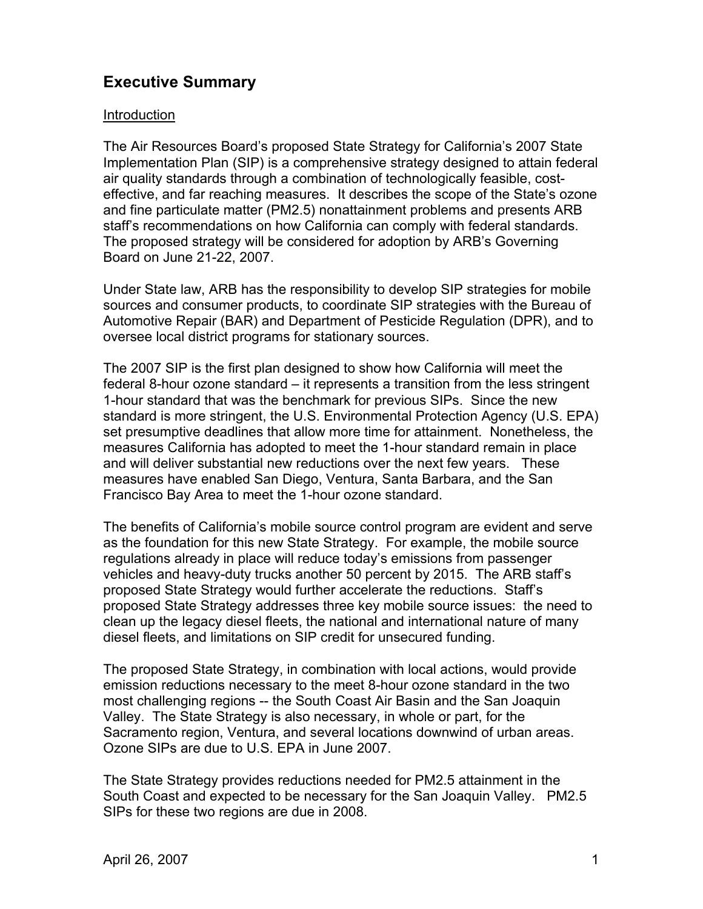# Executive Summary

## Introduction

The Air Resources Board's proposed State Strategy for California's 2007 State Implementation Plan (SIP) is a comprehensive strategy designed to attain federal air quality standards through a combination of technologically feasible, cost-effective, and far reaching measures. It describes the scope of the State's ozone and fine particulate matter (PM2.5) nonattainment problems and presents ARB staff's recommendations on how California can comply with federal standards. The proposed strategy will be considered for adoption by ARB's Governing Board on June 21-22, 2007.

Under State law, ARB has the responsibility to develop SIP strategies for mobile sources and consumer products, to coordinate SIP strategies with the Bureau of Automotive Repair (BAR) and Department of Pesticide Regulation (DPR), and to oversee local district programs for stationary sources.

The 2007 SIP is the first plan designed to show how California will meet the federal 8-hour ozone standard – it represents a transition from the less stringent 1-hour standard that was the benchmark for previous SIPs. Since the new standard is more stringent, the U.S. Environmental Protection Agency (U.S. EPA) set presumptive deadlines that allow more time for attainment. Nonetheless, the measures California has adopted to meet the 1-hour standard remain in place and will deliver substantial new reductions over the next few years. These measures have enabled San Diego, Ventura, Santa Barbara, and the San Francisco Bay Area to meet the 1-hour ozone standard.

The benefits of California's mobile source control program are evident and serve as the foundation for this new State Strategy. For example, the mobile source regulations already in place will reduce today's emissions from passenger vehicles and heavy-duty trucks another 50 percent by 2015. The ARB staff's proposed State Strategy would further accelerate the reductions. Staff's proposed State Strategy addresses three key mobile source issues: the need to clean up the legacy diesel fleets, the national and international nature of many diesel fleets, and limitations on SIP credit for unsecured funding.

The proposed State Strategy, in combination with local actions, would provide emission reductions necessary to the meet 8-hour ozone standard in the two most challenging regions -- the South Coast Air Basin and the San Joaquin Valley. The State Strategy is also necessary, in whole or part, for the Sacramento region, Ventura, and several locations downwind of urban areas. Ozone SIPs are due to U.S. EPA in June 2007.

The State Strategy provides reductions needed for PM2.5 attainment in the South Coast and expected to be necessary for the San Joaquin Valley. PM2.5 SIPs for these two regions are due in 2008.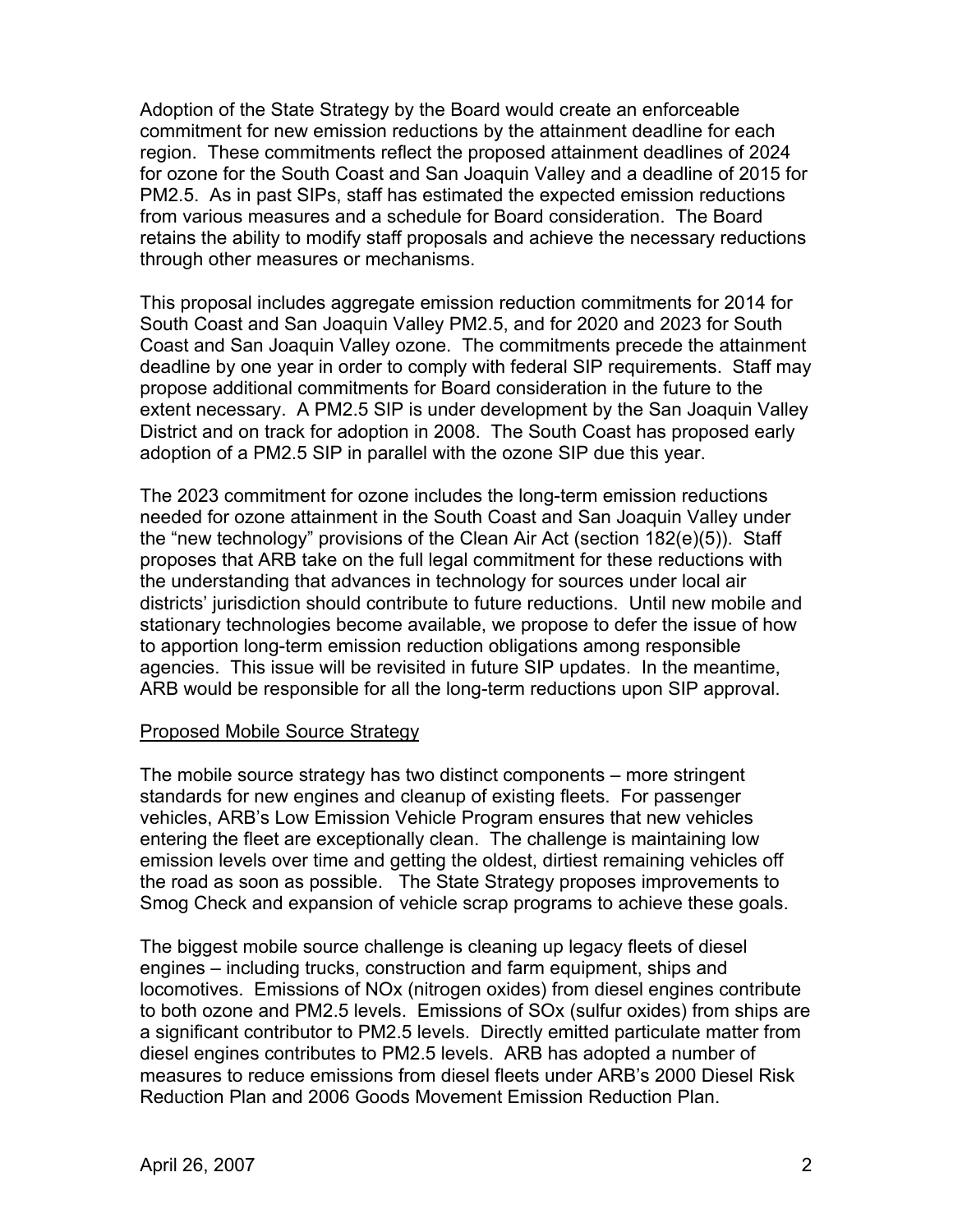Adoption of the State Strategy by the Board would create an enforceable commitment for new emission reductions by the attainment deadline for each region. These commitments reflect the proposed attainment deadlines of 2024 for ozone for the South Coast and San Joaquin Valley and a deadline of 2015 for PM2.5. As in past SIPs, staff has estimated the expected emission reductions from various measures and a schedule for Board consideration. The Board retains the ability to modify staff proposals and achieve the necessary reductions through other measures or mechanisms.

This proposal includes aggregate emission reduction commitments for 2014 for South Coast and San Joaquin Valley PM2.5, and for 2020 and 2023 for South Coast and San Joaquin Valley ozone. The commitments precede the attainment deadline by one year in order to comply with federal SIP requirements. Staff may propose additional commitments for Board consideration in the future to the extent necessary. A PM2.5 SIP is under development by the San Joaquin Valley District and on track for adoption in 2008. The South Coast has proposed early adoption of a PM2.5 SIP in parallel with the ozone SIP due this year.

The 2023 commitment for ozone includes the long-term emission reductions needed for ozone attainment in the South Coast and San Joaquin Valley under the "new technology" provisions of the Clean Air Act (section 182(e)(5)). Staff proposes that ARB take on the full legal commitment for these reductions with the understanding that advances in technology for sources under local air districts' jurisdiction should contribute to future reductions. Until new mobile and stationary technologies become available, we propose to defer the issue of how to apportion long-term emission reduction obligations among responsible agencies. This issue will be revisited in future SIP updates. In the meantime, ARB would be responsible for all the long-term reductions upon SIP approval.

## Proposed Mobile Source Strategy

The mobile source strategy has two distinct components – more stringent standards for new engines and cleanup of existing fleets. For passenger vehicles, ARB's Low Emission Vehicle Program ensures that new vehicles entering the fleet are exceptionally clean. The challenge is maintaining low emission levels over time and getting the oldest, dirtiest remaining vehicles off the road as soon as possible. The State Strategy proposes improvements to Smog Check and expansion of vehicle scrap programs to achieve these goals.

The biggest mobile source challenge is cleaning up legacy fleets of diesel engines – including trucks, construction and farm equipment, ships and locomotives. Emissions of NOx (nitrogen oxides) from diesel engines contribute to both ozone and PM2.5 levels. Emissions of SOx (sulfur oxides) from ships are a significant contributor to PM2.5 levels. Directly emitted particulate matter from diesel engines contributes to PM2.5 levels. ARB has adopted a number of measures to reduce emissions from diesel fleets under ARB's 2000 Diesel Risk Reduction Plan and 2006 Goods Movement Emission Reduction Plan.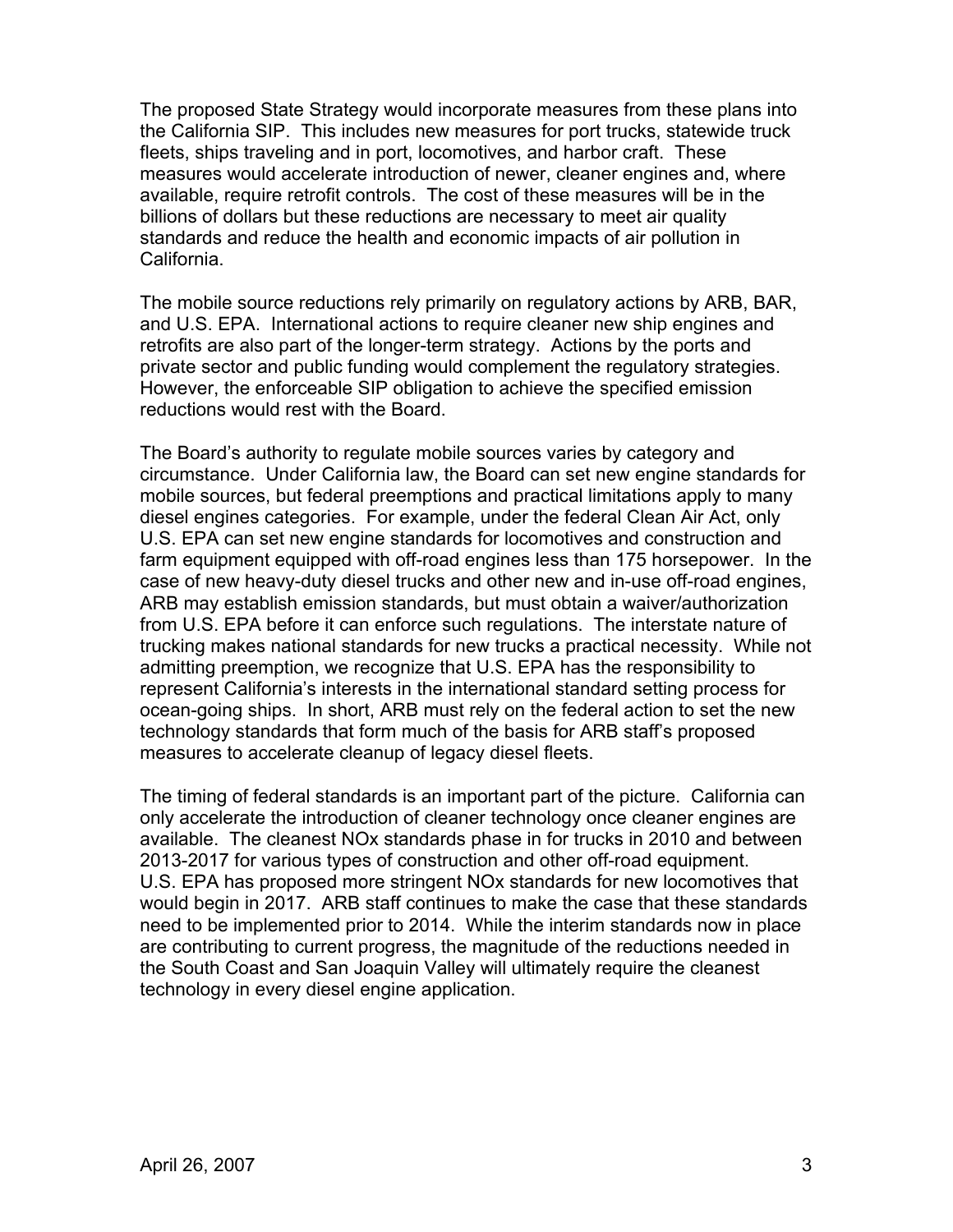The proposed State Strategy would incorporate measures from these plans into the California SIP. This includes new measures for port trucks, statewide truck fleets, ships traveling and in port, locomotives, and harbor craft. These measures would accelerate introduction of newer, cleaner engines and, where available, require retrofit controls. The cost of these measures will be in the billions of dollars but these reductions are necessary to meet air quality standards and reduce the health and economic impacts of air pollution in California.

The mobile source reductions rely primarily on regulatory actions by ARB, BAR, and U.S. EPA. International actions to require cleaner new ship engines and retrofits are also part of the longer-term strategy. Actions by the ports and private sector and public funding would complement the regulatory strategies. However, the enforceable SIP obligation to achieve the specified emission reductions would rest with the Board.

The Board's authority to regulate mobile sources varies by category and circumstance. Under California law, the Board can set new engine standards for mobile sources, but federal preemptions and practical limitations apply to many diesel engines categories. For example, under the federal Clean Air Act, only U.S. EPA can set new engine standards for locomotives and construction and farm equipment equipped with off-road engines less than 175 horsepower. In the case of new heavy-duty diesel trucks and other new and in-use off-road engines, ARB may establish emission standards, but must obtain a waiver/authorization from U.S. EPA before it can enforce such regulations. The interstate nature of trucking makes national standards for new trucks a practical necessity. While not admitting preemption, we recognize that U.S. EPA has the responsibility to represent California's interests in the international standard setting process for ocean-going ships. In short, ARB must rely on the federal action to set the new technology standards that form much of the basis for ARB staff's proposed measures to accelerate cleanup of legacy diesel fleets.

The timing of federal standards is an important part of the picture. California can only accelerate the introduction of cleaner technology once cleaner engines are available. The cleanest NOx standards phase in for trucks in 2010 and between 2013-2017 for various types of construction and other off-road equipment. U.S. EPA has proposed more stringent NOx standards for new locomotives that would begin in 2017. ARB staff continues to make the case that these standards need to be implemented prior to 2014. While the interim standards now in place are contributing to current progress, the magnitude of the reductions needed in the South Coast and San Joaquin Valley will ultimately require the cleanest technology in every diesel engine application.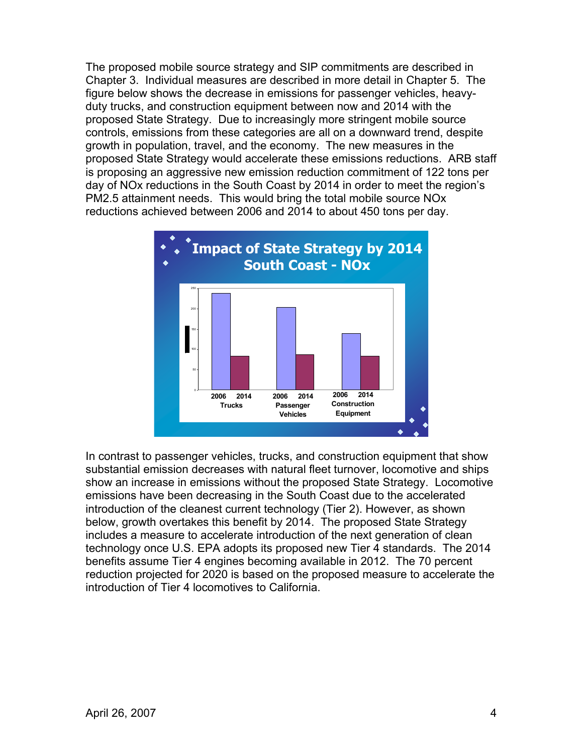The proposed mobile source strategy and SIP commitments are described in Chapter 3. Individual measures are described in more detail in Chapter 5. The figure below shows the decrease in emissions for passenger vehicles, heavy-duty trucks, and construction equipment between now and 2014 with the proposed State Strategy. Due to increasingly more stringent mobile source controls, emissions from these categories are all on a downward trend, despite growth in population, travel, and the economy. The new measures in the proposed State Strategy would accelerate these emissions reductions. ARB staff is proposing an aggressive new emission reduction commitment of 122 tons per day of NOx reductions in the South Coast by 2014 in order to meet the region's PM2.5 attainment needs. This would bring the total mobile source NOx reductions achieved between 2006 and 2014 to about 450 tons per day.

**Impact of State Strategy by 2014**
**South Coast - NOx**

| | 2006 | 2014 |
|---|---|---|
| Trucks | ~238 | ~83 |
| Passenger Vehicles | ~204 | ~86 |
| Construction Equipment | ~139 | ~83 |

In contrast to passenger vehicles, trucks, and construction equipment that show substantial emission decreases with natural fleet turnover, locomotive and ships show an increase in emissions without the proposed State Strategy. Locomotive emissions have been decreasing in the South Coast due to the accelerated introduction of the cleanest current technology (Tier 2). However, as shown below, growth overtakes this benefit by 2014. The proposed State Strategy includes a measure to accelerate introduction of the next generation of clean technology once U.S. EPA adopts its proposed new Tier 4 standards. The 2014 benefits assume Tier 4 engines becoming available in 2012. The 70 percent reduction projected for 2020 is based on the proposed measure to accelerate the introduction of Tier 4 locomotives to California.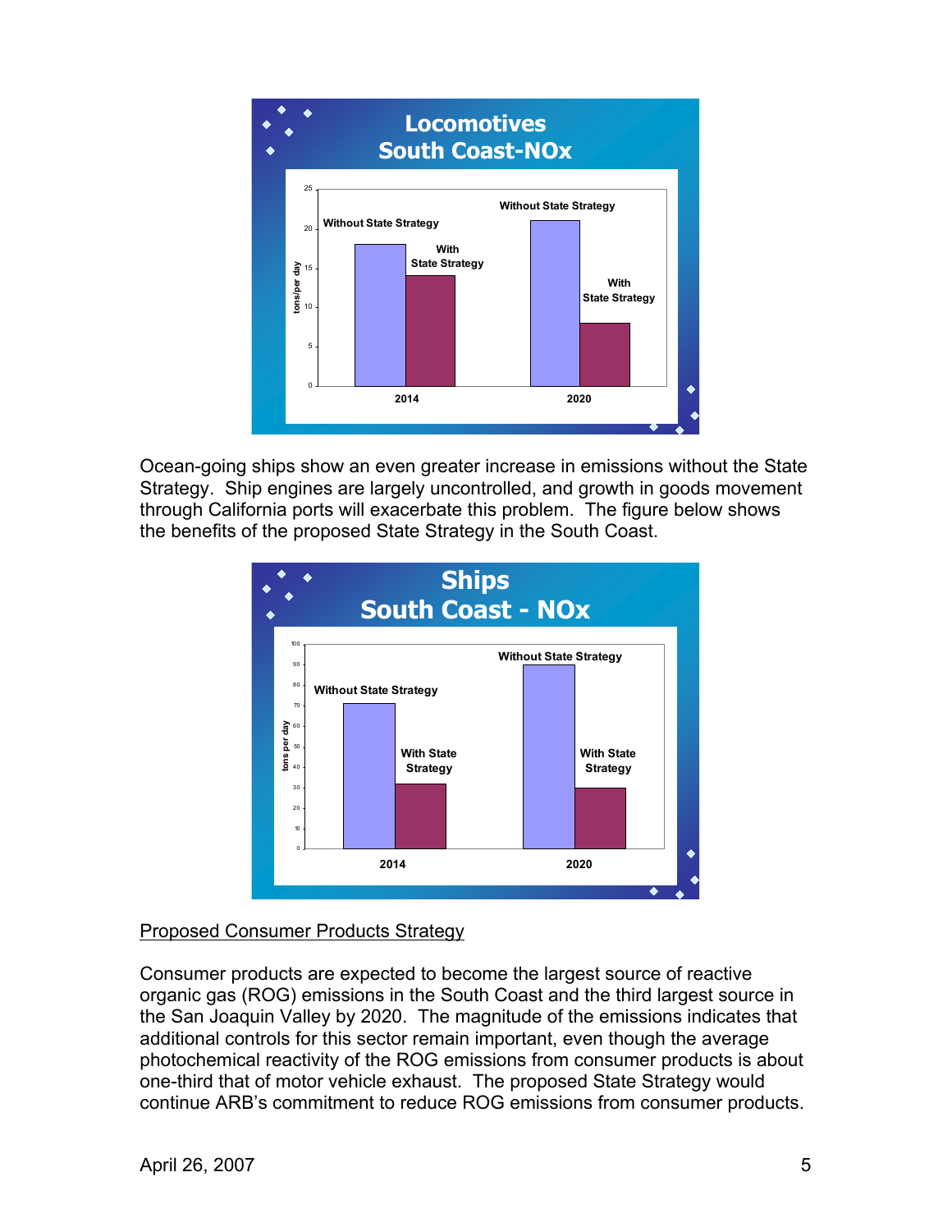**Locomotives South Coast-NOx**

Ocean-going ships show an even greater increase in emissions without the State Strategy. Ship engines are largely uncontrolled, and growth in goods movement through California ports will exacerbate this problem. The figure below shows the benefits of the proposed State Strategy in the South Coast.

**Ships South Coast - NOx**

<u>Proposed Consumer Products Strategy</u>

Consumer products are expected to become the largest source of reactive organic gas (ROG) emissions in the South Coast and the third largest source in the San Joaquin Valley by 2020. The magnitude of the emissions indicates that additional controls for this sector remain important, even though the average photochemical reactivity of the ROG emissions from consumer products is about one-third that of motor vehicle exhaust. The proposed State Strategy would continue ARB's commitment to reduce ROG emissions from consumer products.

April 26, 2007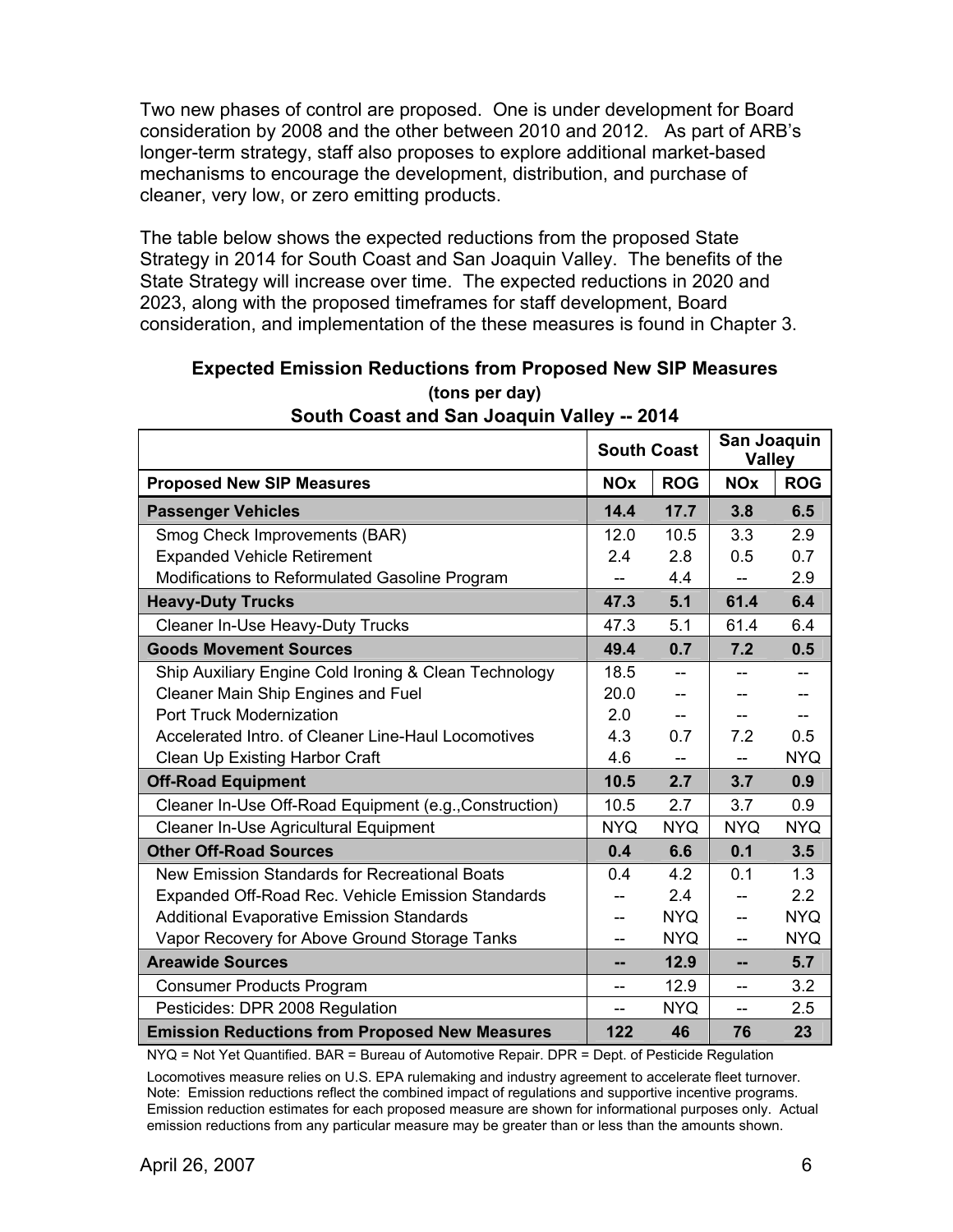Two new phases of control are proposed. One is under development for Board consideration by 2008 and the other between 2010 and 2012. As part of ARB's longer-term strategy, staff also proposes to explore additional market-based mechanisms to encourage the development, distribution, and purchase of cleaner, very low, or zero emitting products.

The table below shows the expected reductions from the proposed State Strategy in 2014 for South Coast and San Joaquin Valley. The benefits of the State Strategy will increase over time. The expected reductions in 2020 and 2023, along with the proposed timeframes for staff development, Board consideration, and implementation of the these measures is found in Chapter 3.

**Expected Emission Reductions from Proposed New SIP Measures**
**(tons per day)**
**South Coast and San Joaquin Valley -- 2014**

| | South Coast | | San Joaquin Valley | |
|---|---|---|---|---|
| **Proposed New SIP Measures** | **NOx** | **ROG** | **NOx** | **ROG** |
| **Passenger Vehicles** | **14.4** | **17.7** | **3.8** | **6.5** |
| Smog Check Improvements (BAR) | 12.0 | 10.5 | 3.3 | 2.9 |
| Expanded Vehicle Retirement | 2.4 | 2.8 | 0.5 | 0.7 |
| Modifications to Reformulated Gasoline Program | -- | 4.4 | -- | 2.9 |
| **Heavy-Duty Trucks** | **47.3** | **5.1** | **61.4** | **6.4** |
| Cleaner In-Use Heavy-Duty Trucks | 47.3 | 5.1 | 61.4 | 6.4 |
| **Goods Movement Sources** | **49.4** | **0.7** | **7.2** | **0.5** |
| Ship Auxiliary Engine Cold Ironing & Clean Technology | 18.5 | -- | -- | -- |
| Cleaner Main Ship Engines and Fuel | 20.0 | -- | -- | -- |
| Port Truck Modernization | 2.0 | -- | -- | -- |
| Accelerated Intro. of Cleaner Line-Haul Locomotives | 4.3 | 0.7 | 7.2 | 0.5 |
| Clean Up Existing Harbor Craft | 4.6 | -- | -- | NYQ |
| **Off-Road Equipment** | **10.5** | **2.7** | **3.7** | **0.9** |
| Cleaner In-Use Off-Road Equipment (e.g.,Construction) | 10.5 | 2.7 | 3.7 | 0.9 |
| Cleaner In-Use Agricultural Equipment | NYQ | NYQ | NYQ | NYQ |
| **Other Off-Road Sources** | **0.4** | **6.6** | **0.1** | **3.5** |
| New Emission Standards for Recreational Boats | 0.4 | 4.2 | 0.1 | 1.3 |
| Expanded Off-Road Rec. Vehicle Emission Standards | -- | 2.4 | -- | 2.2 |
| Additional Evaporative Emission Standards | -- | NYQ | -- | NYQ |
| Vapor Recovery for Above Ground Storage Tanks | -- | NYQ | -- | NYQ |
| **Areawide Sources** | **--** | **12.9** | **--** | **5.7** |
| Consumer Products Program | -- | 12.9 | -- | 3.2 |
| Pesticides: DPR 2008 Regulation | -- | NYQ | -- | 2.5 |
| **Emission Reductions from Proposed New Measures** | **122** | **46** | **76** | **23** |

NYQ = Not Yet Quantified. BAR = Bureau of Automotive Repair. DPR = Dept. of Pesticide Regulation

Locomotives measure relies on U.S. EPA rulemaking and industry agreement to accelerate fleet turnover. Note: Emission reductions reflect the combined impact of regulations and supportive incentive programs. Emission reduction estimates for each proposed measure are shown for informational purposes only. Actual emission reductions from any particular measure may be greater than or less than the amounts shown.

April 26, 2007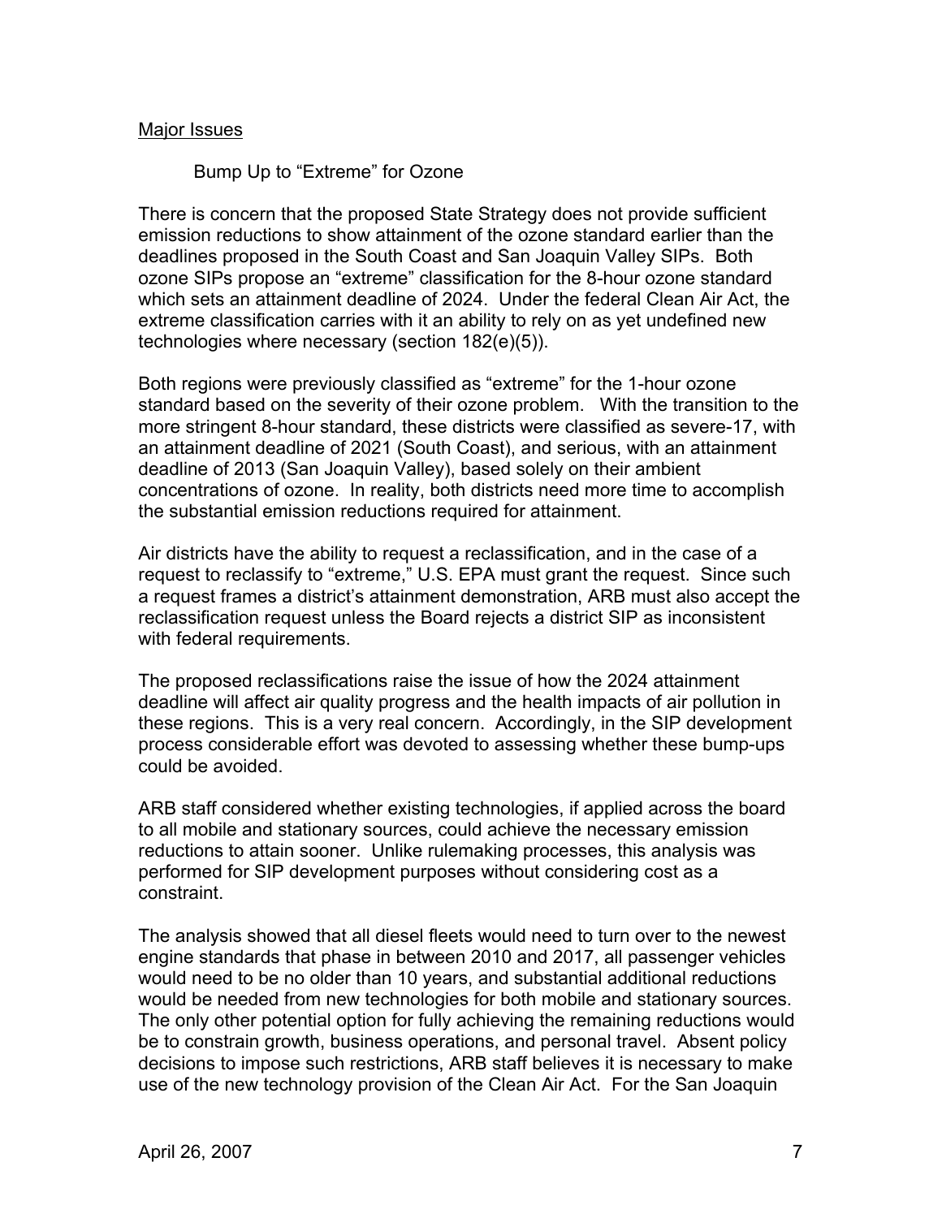## Major Issues

### Bump Up to "Extreme" for Ozone

There is concern that the proposed State Strategy does not provide sufficient emission reductions to show attainment of the ozone standard earlier than the deadlines proposed in the South Coast and San Joaquin Valley SIPs. Both ozone SIPs propose an "extreme" classification for the 8-hour ozone standard which sets an attainment deadline of 2024. Under the federal Clean Air Act, the extreme classification carries with it an ability to rely on as yet undefined new technologies where necessary (section 182(e)(5)).

Both regions were previously classified as "extreme" for the 1-hour ozone standard based on the severity of their ozone problem. With the transition to the more stringent 8-hour standard, these districts were classified as severe-17, with an attainment deadline of 2021 (South Coast), and serious, with an attainment deadline of 2013 (San Joaquin Valley), based solely on their ambient concentrations of ozone. In reality, both districts need more time to accomplish the substantial emission reductions required for attainment.

Air districts have the ability to request a reclassification, and in the case of a request to reclassify to "extreme," U.S. EPA must grant the request. Since such a request frames a district's attainment demonstration, ARB must also accept the reclassification request unless the Board rejects a district SIP as inconsistent with federal requirements.

The proposed reclassifications raise the issue of how the 2024 attainment deadline will affect air quality progress and the health impacts of air pollution in these regions. This is a very real concern. Accordingly, in the SIP development process considerable effort was devoted to assessing whether these bump-ups could be avoided.

ARB staff considered whether existing technologies, if applied across the board to all mobile and stationary sources, could achieve the necessary emission reductions to attain sooner. Unlike rulemaking processes, this analysis was performed for SIP development purposes without considering cost as a constraint.

The analysis showed that all diesel fleets would need to turn over to the newest engine standards that phase in between 2010 and 2017, all passenger vehicles would need to be no older than 10 years, and substantial additional reductions would be needed from new technologies for both mobile and stationary sources. The only other potential option for fully achieving the remaining reductions would be to constrain growth, business operations, and personal travel. Absent policy decisions to impose such restrictions, ARB staff believes it is necessary to make use of the new technology provision of the Clean Air Act. For the San Joaquin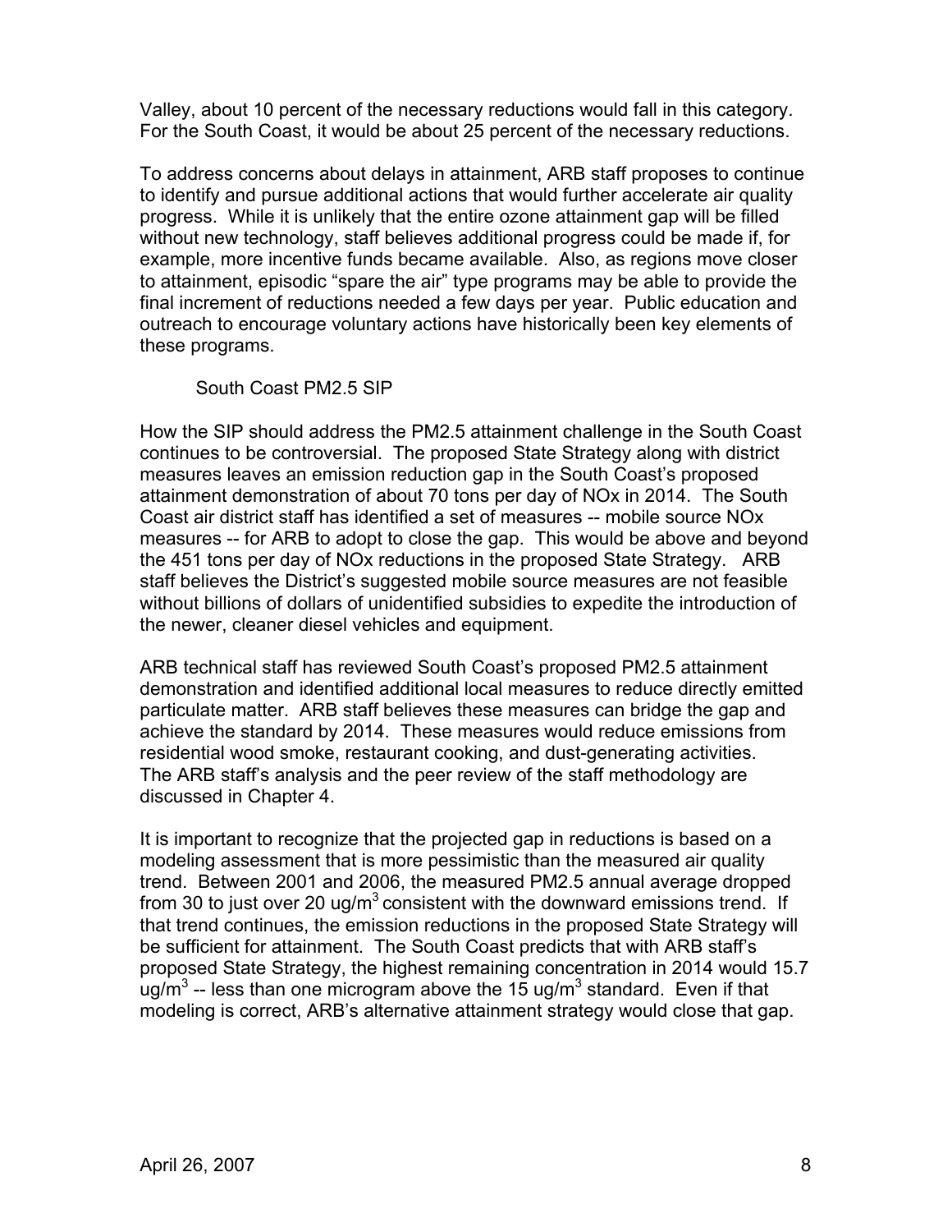Valley, about 10 percent of the necessary reductions would fall in this category. For the South Coast, it would be about 25 percent of the necessary reductions.

To address concerns about delays in attainment, ARB staff proposes to continue to identify and pursue additional actions that would further accelerate air quality progress. While it is unlikely that the entire ozone attainment gap will be filled without new technology, staff believes additional progress could be made if, for example, more incentive funds became available. Also, as regions move closer to attainment, episodic "spare the air" type programs may be able to provide the final increment of reductions needed a few days per year. Public education and outreach to encourage voluntary actions have historically been key elements of these programs.

### South Coast PM2.5 SIP

How the SIP should address the PM2.5 attainment challenge in the South Coast continues to be controversial. The proposed State Strategy along with district measures leaves an emission reduction gap in the South Coast's proposed attainment demonstration of about 70 tons per day of NOx in 2014. The South Coast air district staff has identified a set of measures -- mobile source NOx measures -- for ARB to adopt to close the gap. This would be above and beyond the 451 tons per day of NOx reductions in the proposed State Strategy. ARB staff believes the District's suggested mobile source measures are not feasible without billions of dollars of unidentified subsidies to expedite the introduction of the newer, cleaner diesel vehicles and equipment.

ARB technical staff has reviewed South Coast's proposed PM2.5 attainment demonstration and identified additional local measures to reduce directly emitted particulate matter. ARB staff believes these measures can bridge the gap and achieve the standard by 2014. These measures would reduce emissions from residential wood smoke, restaurant cooking, and dust-generating activities. The ARB staff's analysis and the peer review of the staff methodology are discussed in Chapter 4.

It is important to recognize that the projected gap in reductions is based on a modeling assessment that is more pessimistic than the measured air quality trend. Between 2001 and 2006, the measured PM2.5 annual average dropped from 30 to just over 20 ug/m$^3$ consistent with the downward emissions trend. If that trend continues, the emission reductions in the proposed State Strategy will be sufficient for attainment. The South Coast predicts that with ARB staff's proposed State Strategy, the highest remaining concentration in 2014 would 15.7 ug/m$^3$ -- less than one microgram above the 15 ug/m$^3$ standard. Even if that modeling is correct, ARB's alternative attainment strategy would close that gap.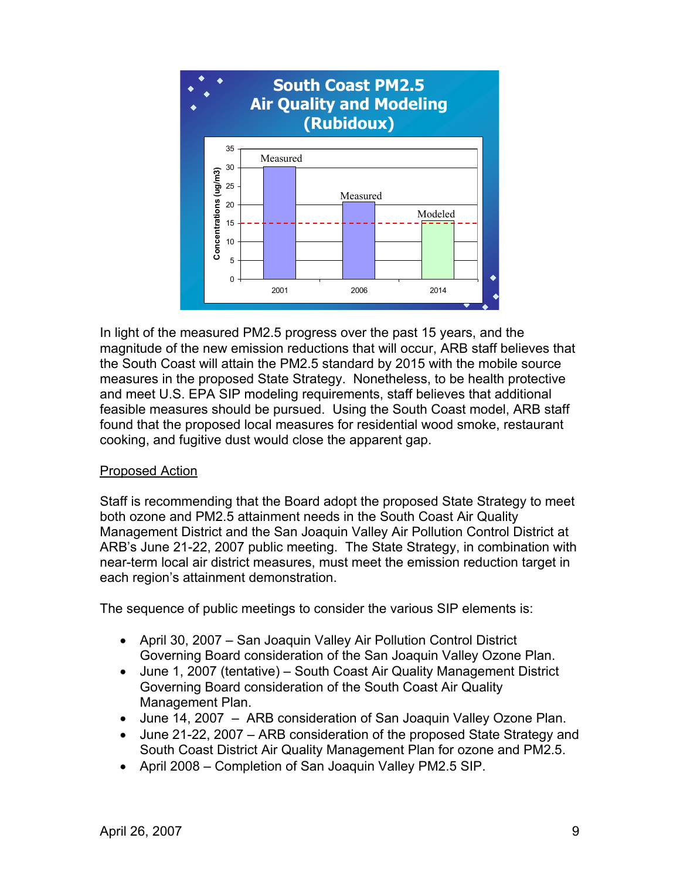**South Coast PM2.5 Air Quality and Modeling (Rubidoux)**

| Year | Concentrations (ug/m3) | Type |
|---|---|---|
| 2001 | 30 | Measured |
| 2006 | 21 | Measured |
| 2014 | 15.5 | Modeled |

In light of the measured PM2.5 progress over the past 15 years, and the magnitude of the new emission reductions that will occur, ARB staff believes that the South Coast will attain the PM2.5 standard by 2015 with the mobile source measures in the proposed State Strategy. Nonetheless, to be health protective and meet U.S. EPA SIP modeling requirements, staff believes that additional feasible measures should be pursued. Using the South Coast model, ARB staff found that the proposed local measures for residential wood smoke, restaurant cooking, and fugitive dust would close the apparent gap.

Proposed Action

Staff is recommending that the Board adopt the proposed State Strategy to meet both ozone and PM2.5 attainment needs in the South Coast Air Quality Management District and the San Joaquin Valley Air Pollution Control District at ARB's June 21-22, 2007 public meeting. The State Strategy, in combination with near-term local air district measures, must meet the emission reduction target in each region's attainment demonstration.

The sequence of public meetings to consider the various SIP elements is:

- April 30, 2007 – San Joaquin Valley Air Pollution Control District Governing Board consideration of the San Joaquin Valley Ozone Plan.
- June 1, 2007 (tentative) – South Coast Air Quality Management District Governing Board consideration of the South Coast Air Quality Management Plan.
- June 14, 2007 – ARB consideration of San Joaquin Valley Ozone Plan.
- June 21-22, 2007 – ARB consideration of the proposed State Strategy and South Coast District Air Quality Management Plan for ozone and PM2.5.
- April 2008 – Completion of San Joaquin Valley PM2.5 SIP.

April 26, 2007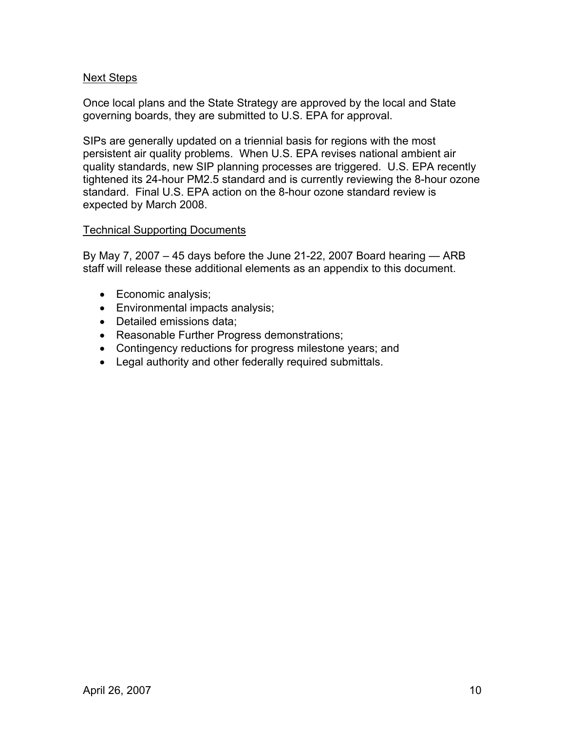Next Steps

Once local plans and the State Strategy are approved by the local and State governing boards, they are submitted to U.S. EPA for approval.

SIPs are generally updated on a triennial basis for regions with the most persistent air quality problems. When U.S. EPA revises national ambient air quality standards, new SIP planning processes are triggered. U.S. EPA recently tightened its 24-hour PM2.5 standard and is currently reviewing the 8-hour ozone standard. Final U.S. EPA action on the 8-hour ozone standard review is expected by March 2008.

Technical Supporting Documents

By May 7, 2007 – 45 days before the June 21-22, 2007 Board hearing — ARB staff will release these additional elements as an appendix to this document.

- Economic analysis;
- Environmental impacts analysis;
- Detailed emissions data;
- Reasonable Further Progress demonstrations;
- Contingency reductions for progress milestone years; and
- Legal authority and other federally required submittals.